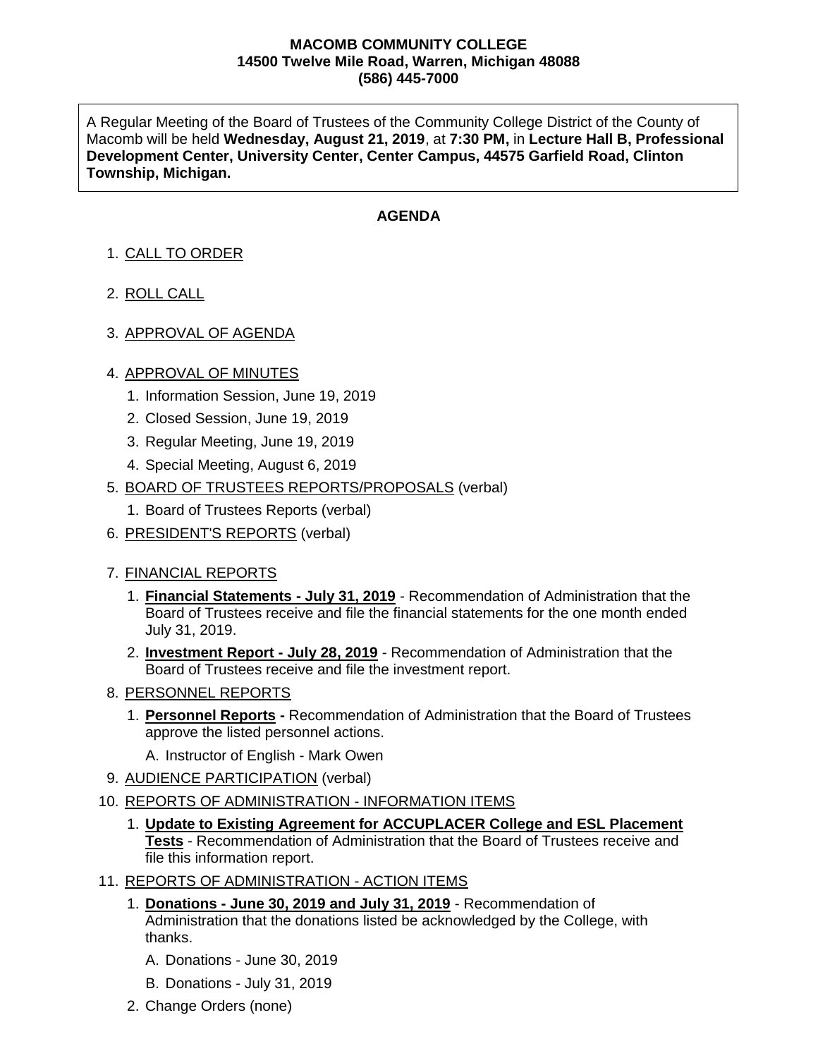**MACOMB COMMUNITY COLLEGE**
**14500 Twelve Mile Road, Warren, Michigan 48088**
**(586) 445-7000**

A Regular Meeting of the Board of Trustees of the Community College District of the County of Macomb will be held **Wednesday, August 21, 2019**, at **7:30 PM,** in **Lecture Hall B, Professional Development Center, University Center, Center Campus, 44575 Garfield Road, Clinton Township, Michigan.**

## AGENDA

1. CALL TO ORDER
2. ROLL CALL
3. APPROVAL OF AGENDA
4. APPROVAL OF MINUTES
   1. Information Session, June 19, 2019
   2. Closed Session, June 19, 2019
   3. Regular Meeting, June 19, 2019
   4. Special Meeting, August 6, 2019
5. BOARD OF TRUSTEES REPORTS/PROPOSALS (verbal)
   1. Board of Trustees Reports (verbal)
6. PRESIDENT'S REPORTS (verbal)
7. FINANCIAL REPORTS
   1. **Financial Statements - July 31, 2019** - Recommendation of Administration that the Board of Trustees receive and file the financial statements for the one month ended July 31, 2019.
   2. **Investment Report - July 28, 2019** - Recommendation of Administration that the Board of Trustees receive and file the investment report.
8. PERSONNEL REPORTS
   1. **Personnel Reports -** Recommendation of Administration that the Board of Trustees approve the listed personnel actions.

      A. Instructor of English - Mark Owen
9. AUDIENCE PARTICIPATION (verbal)
10. REPORTS OF ADMINISTRATION - INFORMATION ITEMS
    1. **Update to Existing Agreement for ACCUPLACER College and ESL Placement Tests** - Recommendation of Administration that the Board of Trustees receive and file this information report.
11. REPORTS OF ADMINISTRATION - ACTION ITEMS
    1. **Donations - June 30, 2019 and July 31, 2019** - Recommendation of Administration that the donations listed be acknowledged by the College, with thanks.

       A. Donations - June 30, 2019

       B. Donations - July 31, 2019
    2. Change Orders (none)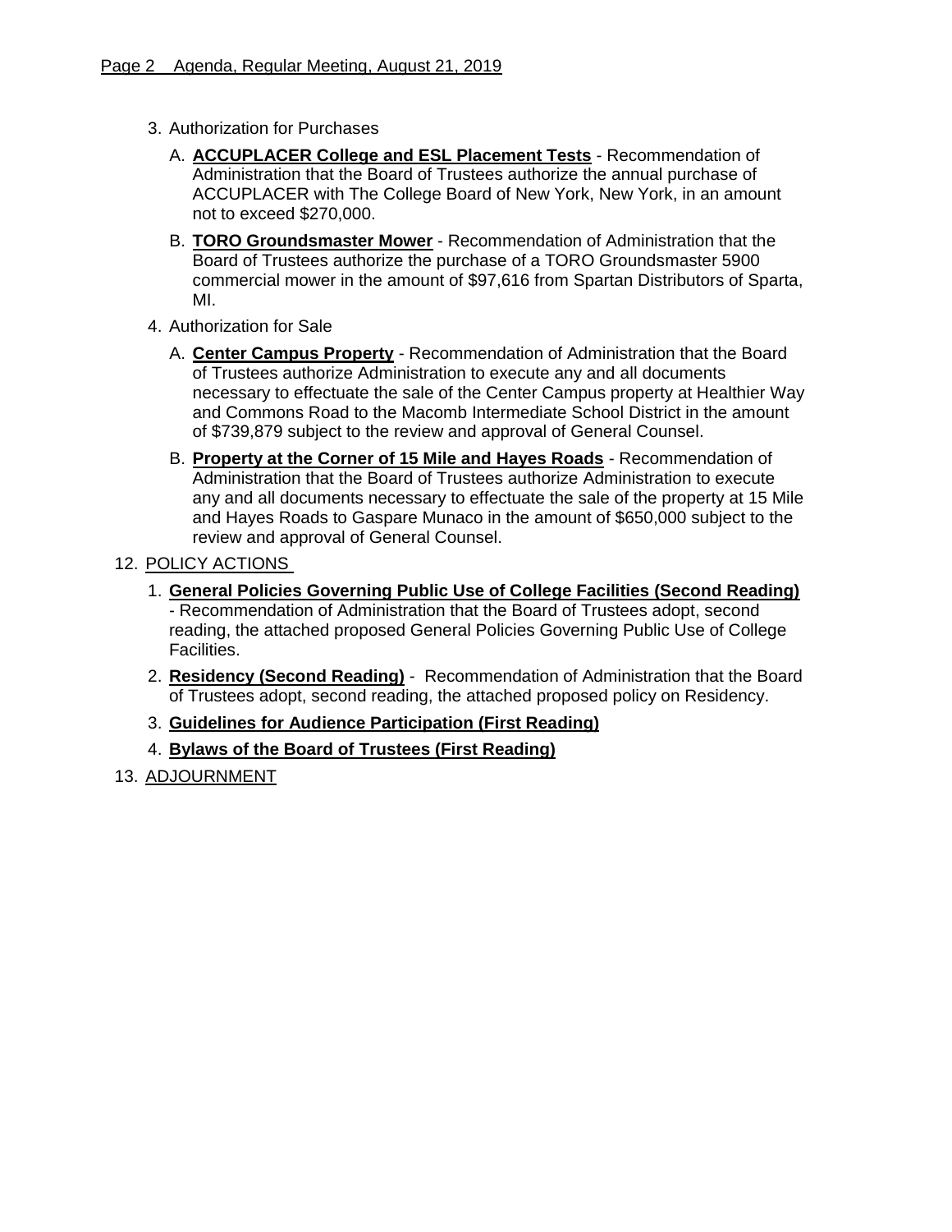3. Authorization for Purchases

   A. **ACCUPLACER College and ESL Placement Tests** - Recommendation of Administration that the Board of Trustees authorize the annual purchase of ACCUPLACER with The College Board of New York, New York, in an amount not to exceed $270,000.

   B. **TORO Groundsmaster Mower** - Recommendation of Administration that the Board of Trustees authorize the purchase of a TORO Groundsmaster 5900 commercial mower in the amount of $97,616 from Spartan Distributors of Sparta, MI.

4. Authorization for Sale

   A. **Center Campus Property** - Recommendation of Administration that the Board of Trustees authorize Administration to execute any and all documents necessary to effectuate the sale of the Center Campus property at Healthier Way and Commons Road to the Macomb Intermediate School District in the amount of $739,879 subject to the review and approval of General Counsel.

   B. **Property at the Corner of 15 Mile and Hayes Roads** - Recommendation of Administration that the Board of Trustees authorize Administration to execute any and all documents necessary to effectuate the sale of the property at 15 Mile and Hayes Roads to Gaspare Munaco in the amount of $650,000 subject to the review and approval of General Counsel.

12. POLICY ACTIONS

    1. **General Policies Governing Public Use of College Facilities (Second Reading)** - Recommendation of Administration that the Board of Trustees adopt, second reading, the attached proposed General Policies Governing Public Use of College Facilities.
    2. **Residency (Second Reading)** - Recommendation of Administration that the Board of Trustees adopt, second reading, the attached proposed policy on Residency.
    3. **Guidelines for Audience Participation (First Reading)**
    4. **Bylaws of the Board of Trustees (First Reading)**

13. ADJOURNMENT